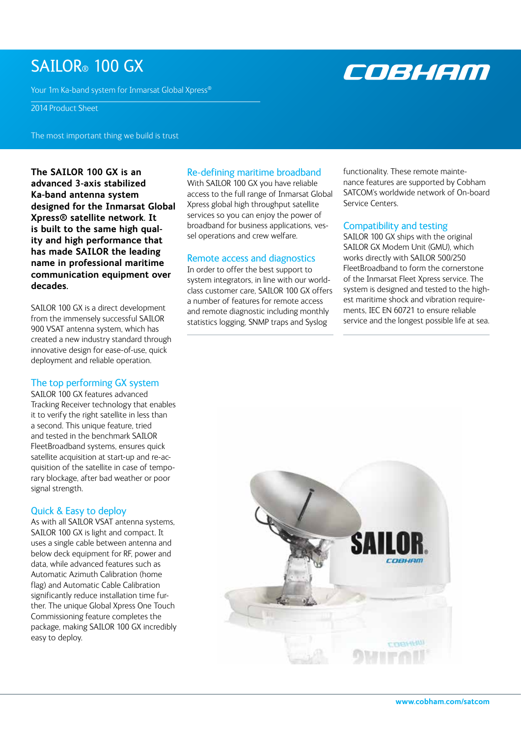# SAILOR® 100 GX

Your 1m Ka-band system for Inmarsat Global Xpress®

2014 Product Sheet

The most important thing we build is trust

**The SAILOR 100 GX is an advanced 3-axis stabilized Ka-band antenna system designed for the Inmarsat Global Xpress® satellite network. It is built to the same high quality and high performance that has made SAILOR the leading name in professional maritime communication equipment over decades.**

SAILOR 100 GX is a direct development from the immensely successful SAILOR 900 VSAT antenna system, which has created a new industry standard through innovative design for ease-of-use, quick deployment and reliable operation.

## The top performing GX system

SAILOR 100 GX features advanced Tracking Receiver technology that enables it to verify the right satellite in less than a second. This unique feature, tried and tested in the benchmark SAILOR FleetBroadband systems, ensures quick satellite acquisition at start-up and re-acquisition of the satellite in case of temporary blockage, after bad weather or poor signal strength.

## Quick & Easy to deploy

As with all SAILOR VSAT antenna systems, SAILOR 100 GX is light and compact. It uses a single cable between antenna and below deck equipment for RF, power and data, while advanced features such as Automatic Azimuth Calibration (home flag) and Automatic Cable Calibration significantly reduce installation time further. The unique Global Xpress One Touch Commissioning feature completes the package, making SAILOR 100 GX incredibly easy to deploy.

## Re-defining maritime broadband

With SAILOR 100 GX you have reliable access to the full range of Inmarsat Global Xpress global high throughput satellite services so you can enjoy the power of broadband for business applications, vessel operations and crew welfare.

## Remote access and diagnostics

In order to offer the best support to system integrators, in line with our world-class customer care, SAILOR 100 GX offers a number of features for remote access and remote diagnostic including monthly statistics logging, SNMP traps and Syslog functionality. These remote maintenance features are supported by Cobham SATCOM's worldwide network of On-board Service Centers.

## Compatibility and testing

SAILOR 100 GX ships with the original SAILOR GX Modem Unit (GMU), which works directly with SAILOR 500/250 FleetBroadband to form the cornerstone of the Inmarsat Fleet Xpress service. The system is designed and tested to the highest maritime shock and vibration requirements, IEC EN 60721 to ensure reliable service and the longest possible life at sea.

www.cobham.com/satcom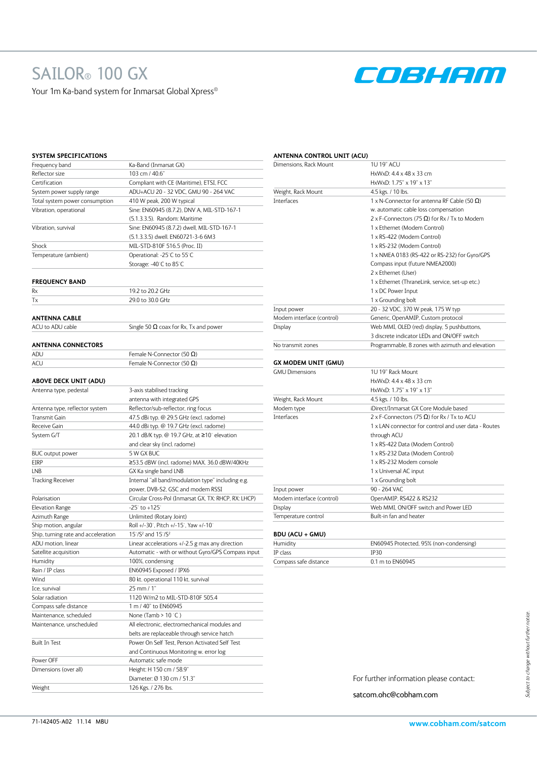# SAILOR® 100 GX

Your 1m Ka-band system for Inmarsat Global Xpress®

COBHAM

## SYSTEM SPECIFICATIONS

| | |
|---|---|
| Frequency band | Ka-Band (Inmarsat GX) |
| Reflector size | 103 cm / 40.6" |
| Certification | Compliant with CE (Maritime), ETSI, FCC |
| System power supply range | ADU+ACU 20 - 32 VDC, GMU 90 - 264 VAC |
| Total system power consumption | 410 W peak, 200 W typical |
| Vibration, operational | Sine: EN60945 (8.7.2), DNV A, MIL-STD-167-1 (5.1.3.3.5). Random: Maritime |
| Vibration, survival | Sine: EN60945 (8.7.2) dwell, MIL-STD-167-1 (5.1.3.3.5) dwell. EN60721-3-6 6M3 |
| Shock | MIL-STD-810F 516.5 (Proc. II) |
| Temperature (ambient) | Operational: -25°C to 55°C<br>Storage: -40°C to 85°C |

## FREQUENCY BAND

| | |
|---|---|
| Rx | 19.2 to 20.2 GHz |
| Tx | 29.0 to 30.0 GHz |

## ANTENNA CABLE

| | |
|---|---|
| ACU to ADU cable | Single 50 Ω coax for Rx, Tx and power |

## ANTENNA CONNECTORS

| | |
|---|---|
| ADU | Female N-Connector (50 Ω) |
| ACU | Female N-Connector (50 Ω) |

## ABOVE DECK UNIT (ADU)

| | |
|---|---|
| Antenna type, pedestal | 3-axis stabilised tracking antenna with integrated GPS |
| Antenna type, reflector system | Reflector/sub-reflector, ring focus |
| Transmit Gain | 47.5 dBi typ. @ 29.5 GHz (excl. radome) |
| Receive Gain | 44.0 dBi typ. @ 19.7 GHz (excl. radome) |
| System G/T | 20.1 dB/K typ. @ 19.7 GHz, at ≥10° elevation and clear sky (incl. radome) |
| BUC output power | 5 W GX BUC |
| EIRP | ≥53.5 dBW (incl. radome) MAX. 36.0 dBW/40KHz |
| LNB | GX Ka single band LNB |
| Tracking Receiver | Internal "all band/modulation type" including e.g. power, DVB-S2, GSC and modem RSSI |
| Polarisation | Circular Cross-Pol (Inmarsat GX, TX: RHCP, RX: LHCP) |
| Elevation Range | -25° to +125° |
| Azimuth Range | Unlimited (Rotary Joint) |
| Ship motion, angular | Roll +/-30°, Pitch +/-15°, Yaw +/-10° |
| Ship, turning rate and acceleration | 15°/S² and 15°/S² |
| ADU motion, linear | Linear accelerations +/-2.5 g max any direction |
| Satellite acquisition | Automatic - with or without Gyro/GPS Compass input |
| Humidity | 100%, condensing |
| Rain / IP class | EN60945 Exposed / IPX6 |
| Wind | 80 kt. operational 110 kt. survival |
| Ice, survival | 25 mm / 1" |
| Solar radiation | 1120 W/m2 to MIL-STD-810F 505.4 |
| Compass safe distance | 1 m / 40" to EN60945 |
| Maintenance, scheduled | None (Tamb > 10 °C ) |
| Maintenance, unscheduled | All electronic, electromechanical modules and belts are replaceable through service hatch |
| Built In Test | Power On Self Test, Person Activated Self Test and Continuous Monitoring w. error log |
| Power OFF | Automatic safe mode |
| Dimensions (over all) | Height: H 150 cm / 58.9"<br>Diameter: Ø 130 cm / 51.3" |
| Weight | 126 Kgs. / 276 lbs. |

## ANTENNA CONTROL UNIT (ACU)

| | |
|---|---|
| Dimensions, Rack Mount | 1U 19" ACU<br>HxWxD: 4.4 x 48 x 33 cm<br>HxWxD: 1.75" x 19" x 13" |
| Weight, Rack Mount | 4.5 kgs. / 10 lbs. |
| Interfaces | 1 x N-Connector for antenna RF Cable (50 Ω) w. automatic cable loss compensation<br>2 x F-Connectors (75 Ω) for Rx / Tx to Modem<br>1 x Ethernet (Modem Control)<br>1 x RS-422 (Modem Control)<br>1 x RS-232 (Modem Control)<br>1 x NMEA 0183 (RS-422 or RS-232) for Gyro/GPS Compass input (future NMEA2000)<br>2 x Ethernet (User)<br>1 x Ethernet (ThraneLink, service, set-up etc.)<br>1 x DC Power Input<br>1 x Grounding bolt |
| Input power | 20 - 32 VDC, 370 W peak, 175 W typ |
| Modem interface (control) | Generic, OpenAMIP, Custom protocol |
| Display | Web MMI, OLED (red) display, 5 pushbuttons, 3 discrete indicator LEDs and ON/OFF switch |
| No transmit zones | Programmable, 8 zones with azimuth and elevation |

## GX MODEM UNIT (GMU)

| | |
|---|---|
| GMU Dimensions | 1U 19" Rack Mount<br>HxWxD: 4.4 x 48 x 33 cm<br>HxWxD: 1.75" x 19" x 13" |
| Weight, Rack Mount | 4.5 kgs. / 10 lbs. |
| Modem type | iDirect/Inmarsat GX Core Module based |
| Interfaces | 2 x F-Connectors (75 Ω) for Rx / Tx to ACU<br>1 x LAN connector for control and user data - Routes through ACU<br>1 x RS-422 Data (Modem Control)<br>1 x RS-232 Data (Modem Control)<br>1 x RS-232 Modem console<br>1 x Universal AC input<br>1 x Grounding bolt |
| Input power | 90 - 264 VAC |
| Modem interface (control) | OpenAMIP, RS422 & RS232 |
| Display | Web MMI, ON/OFF switch and Power LED |
| Temperature control | Built-in fan and heater |

## BDU (ACU + GMU)

| | |
|---|---|
| Humidity | EN60945 Protected, 95% (non-condensing) |
| IP class | IP30 |
| Compass safe distance | 0.1 m to EN60945 |

For further information please contact:

satcom.ohc@cobham.com

*Subject to change without further notice.*

71-142405-A02 11.14 MBU

www.cobham.com/satcom